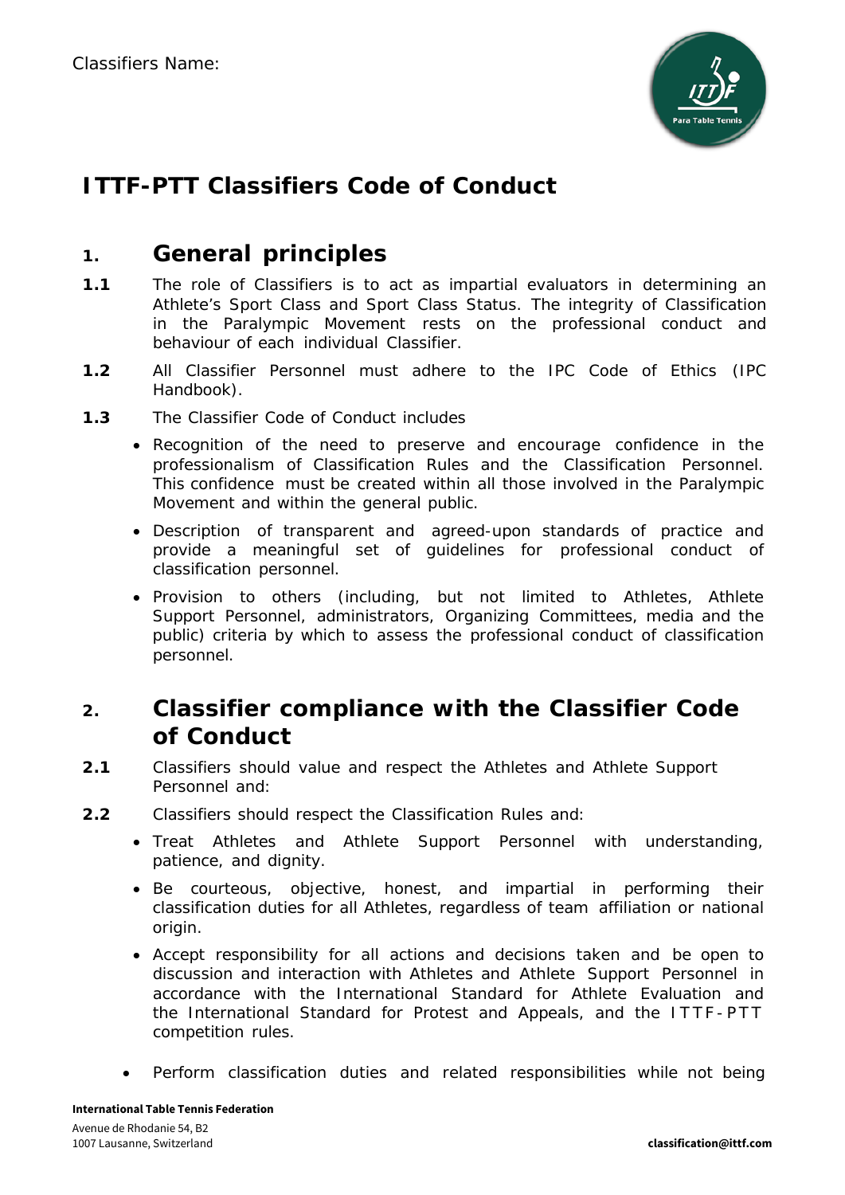Classifiers Name:

# ITTF-PTT Classifiers Code of Conduct

## 1. General principles

**1.1** The role of Classifiers is to act as impartial evaluators in determining an Athlete's Sport Class and Sport Class Status. The integrity of Classification in the Paralympic Movement rests on the professional conduct and behaviour of each individual Classifier.

**1.2** All Classifier Personnel must adhere to the IPC Code of Ethics (IPC Handbook).

**1.3** The Classifier Code of Conduct includes

- Recognition of the need to preserve and encourage confidence in the professionalism of Classification Rules and the Classification Personnel. This confidence must be created within all those involved in the Paralympic Movement and within the general public.
- Description of transparent and agreed-upon standards of practice and provide a meaningful set of guidelines for professional conduct of classification personnel.
- Provision to others (including, but not limited to Athletes, Athlete Support Personnel, administrators, Organizing Committees, media and the public) criteria by which to assess the professional conduct of classification personnel.

## 2. Classifier compliance with the Classifier Code of Conduct

**2.1** Classifiers should value and respect the Athletes and Athlete Support Personnel and:

**2.2** Classifiers should respect the Classification Rules and:

- Treat Athletes and Athlete Support Personnel with understanding, patience, and dignity.
- Be courteous, objective, honest, and impartial in performing their classification duties for all Athletes, regardless of team affiliation or national origin.
- Accept responsibility for all actions and decisions taken and be open to discussion and interaction with Athletes and Athlete Support Personnel in accordance with the International Standard for Athlete Evaluation and the International Standard for Protest and Appeals, and the ITTF-PTT competition rules.
- Perform classification duties and related responsibilities while not being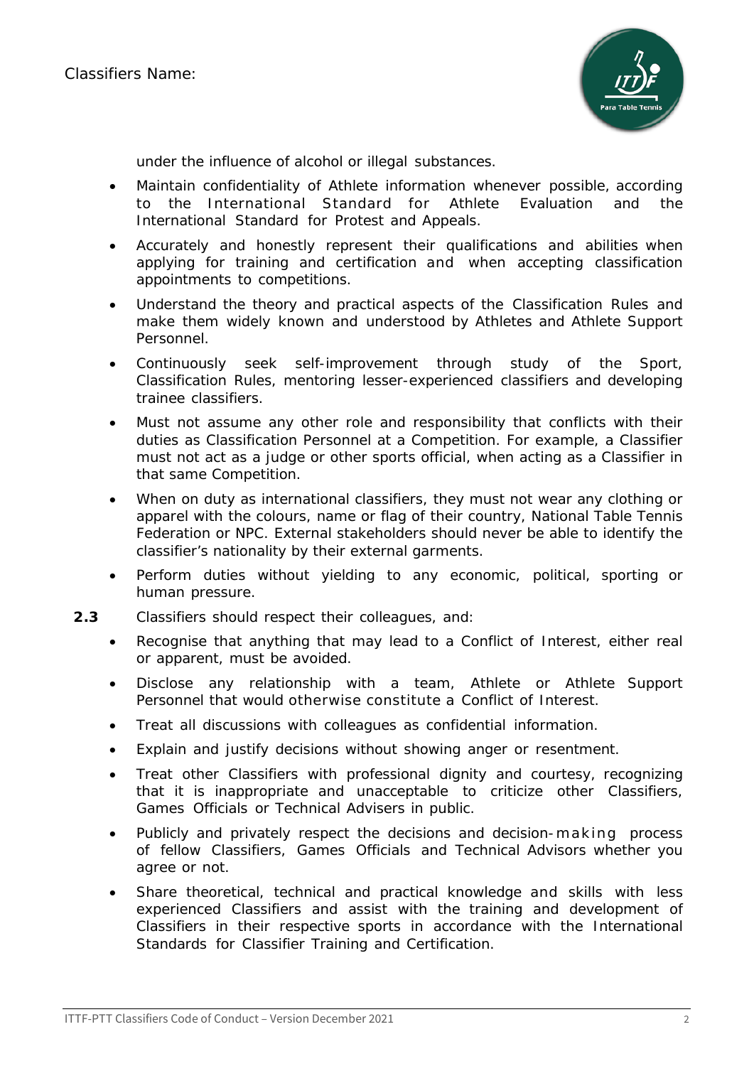Classifiers Name:

under the influence of alcohol or illegal substances.

- Maintain confidentiality of Athlete information whenever possible, according to the International Standard for Athlete Evaluation and the International Standard for Protest and Appeals.
- Accurately and honestly represent their qualifications and abilities when applying for training and certification and when accepting classification appointments to competitions.
- Understand the theory and practical aspects of the Classification Rules and make them widely known and understood by Athletes and Athlete Support Personnel.
- Continuously seek self-improvement through study of the Sport, Classification Rules, mentoring lesser-experienced classifiers and developing trainee classifiers.
- Must not assume any other role and responsibility that conflicts with their duties as Classification Personnel at a Competition. For example, a Classifier must not act as a judge or other sports official, when acting as a Classifier in that same Competition.
- When on duty as international classifiers, they must not wear any clothing or apparel with the colours, name or flag of their country, National Table Tennis Federation or NPC. External stakeholders should never be able to identify the classifier's nationality by their external garments.
- Perform duties without yielding to any economic, political, sporting or human pressure.

**2.3** Classifiers should respect their colleagues, and:

- Recognise that anything that may lead to a Conflict of Interest, either real or apparent, must be avoided.
- Disclose any relationship with a team, Athlete or Athlete Support Personnel that would otherwise constitute a Conflict of Interest.
- Treat all discussions with colleagues as confidential information.
- Explain and justify decisions without showing anger or resentment.
- Treat other Classifiers with professional dignity and courtesy, recognizing that it is inappropriate and unacceptable to criticize other Classifiers, Games Officials or Technical Advisers in public.
- Publicly and privately respect the decisions and decision-making process of fellow Classifiers, Games Officials and Technical Advisors whether you agree or not.
- Share theoretical, technical and practical knowledge and skills with less experienced Classifiers and assist with the training and development of Classifiers in their respective sports in accordance with the International Standards for Classifier Training and Certification.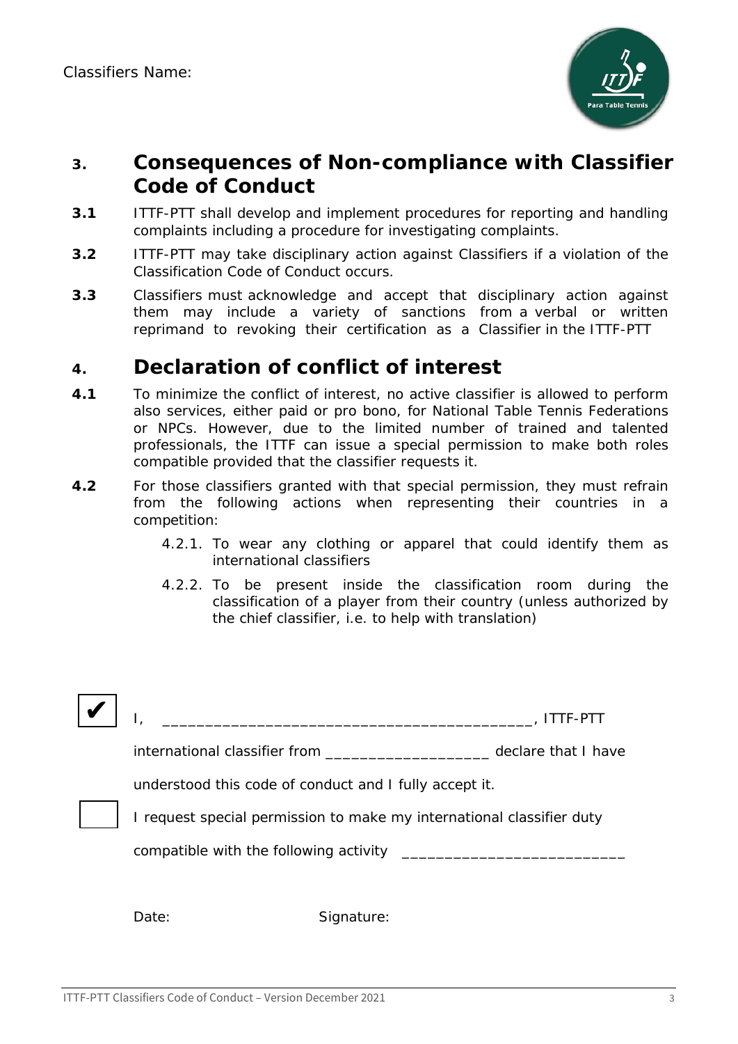Classifiers Name:

## 3. Consequences of Non-compliance with Classifier Code of Conduct

**3.1** ITTF-PTT shall develop and implement procedures for reporting and handling complaints including a procedure for investigating complaints.

**3.2** ITTF-PTT may take disciplinary action against Classifiers if a violation of the Classification Code of Conduct occurs.

**3.3** Classifiers must acknowledge and accept that disciplinary action against them may include a variety of sanctions from a verbal or written reprimand to revoking their certification as a Classifier in the ITTF-PTT

## 4. Declaration of conflict of interest

**4.1** To minimize the conflict of interest, no active classifier is allowed to perform also services, either paid or pro bono, for National Table Tennis Federations or NPCs. However, due to the limited number of trained and talented professionals, the ITTF can issue a special permission to make both roles compatible provided that the classifier requests it.

**4.2** For those classifiers granted with that special permission, they must refrain from the following actions when representing their countries in a competition:

4.2.1. To wear any clothing or apparel that could identify them as international classifiers

4.2.2. To be present inside the classification room during the classification of a player from their country (unless authorized by the chief classifier, i.e. to help with translation)

☑ I, ___________________________________________, ITTF-PTT international classifier from ___________________ declare that I have understood this code of conduct and I fully accept it.

☐ I request special permission to make my international classifier duty compatible with the following activity _________________________

Date: Signature: